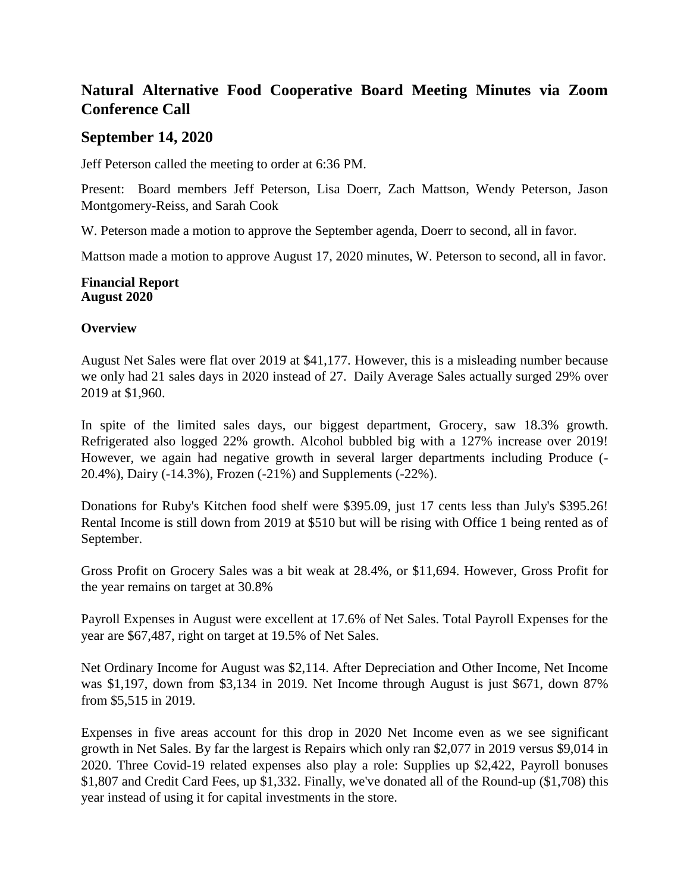## Natural Alternative Food Cooperative Board Meeting Minutes via Zoom Conference Call

## September 14, 2020

Jeff Peterson called the meeting to order at 6:36 PM.

Present: Board members Jeff Peterson, Lisa Doerr, Zach Mattson, Wendy Peterson, Jason Montgomery-Reiss, and Sarah Cook

W. Peterson made a motion to approve the September agenda, Doerr to second, all in favor.

Mattson made a motion to approve August 17, 2020 minutes, W. Peterson to second, all in favor.

**Financial Report**
**August 2020**

**Overview**

August Net Sales were flat over 2019 at $41,177. However, this is a misleading number because we only had 21 sales days in 2020 instead of 27. Daily Average Sales actually surged 29% over 2019 at $1,960.

In spite of the limited sales days, our biggest department, Grocery, saw 18.3% growth. Refrigerated also logged 22% growth. Alcohol bubbled big with a 127% increase over 2019! However, we again had negative growth in several larger departments including Produce (-20.4%), Dairy (-14.3%), Frozen (-21%) and Supplements (-22%).

Donations for Ruby's Kitchen food shelf were $395.09, just 17 cents less than July's $395.26! Rental Income is still down from 2019 at $510 but will be rising with Office 1 being rented as of September.

Gross Profit on Grocery Sales was a bit weak at 28.4%, or $11,694. However, Gross Profit for the year remains on target at 30.8%

Payroll Expenses in August were excellent at 17.6% of Net Sales. Total Payroll Expenses for the year are $67,487, right on target at 19.5% of Net Sales.

Net Ordinary Income for August was $2,114. After Depreciation and Other Income, Net Income was $1,197, down from $3,134 in 2019. Net Income through August is just $671, down 87% from $5,515 in 2019.

Expenses in five areas account for this drop in 2020 Net Income even as we see significant growth in Net Sales. By far the largest is Repairs which only ran $2,077 in 2019 versus $9,014 in 2020. Three Covid-19 related expenses also play a role: Supplies up $2,422, Payroll bonuses $1,807 and Credit Card Fees, up $1,332. Finally, we've donated all of the Round-up ($1,708) this year instead of using it for capital investments in the store.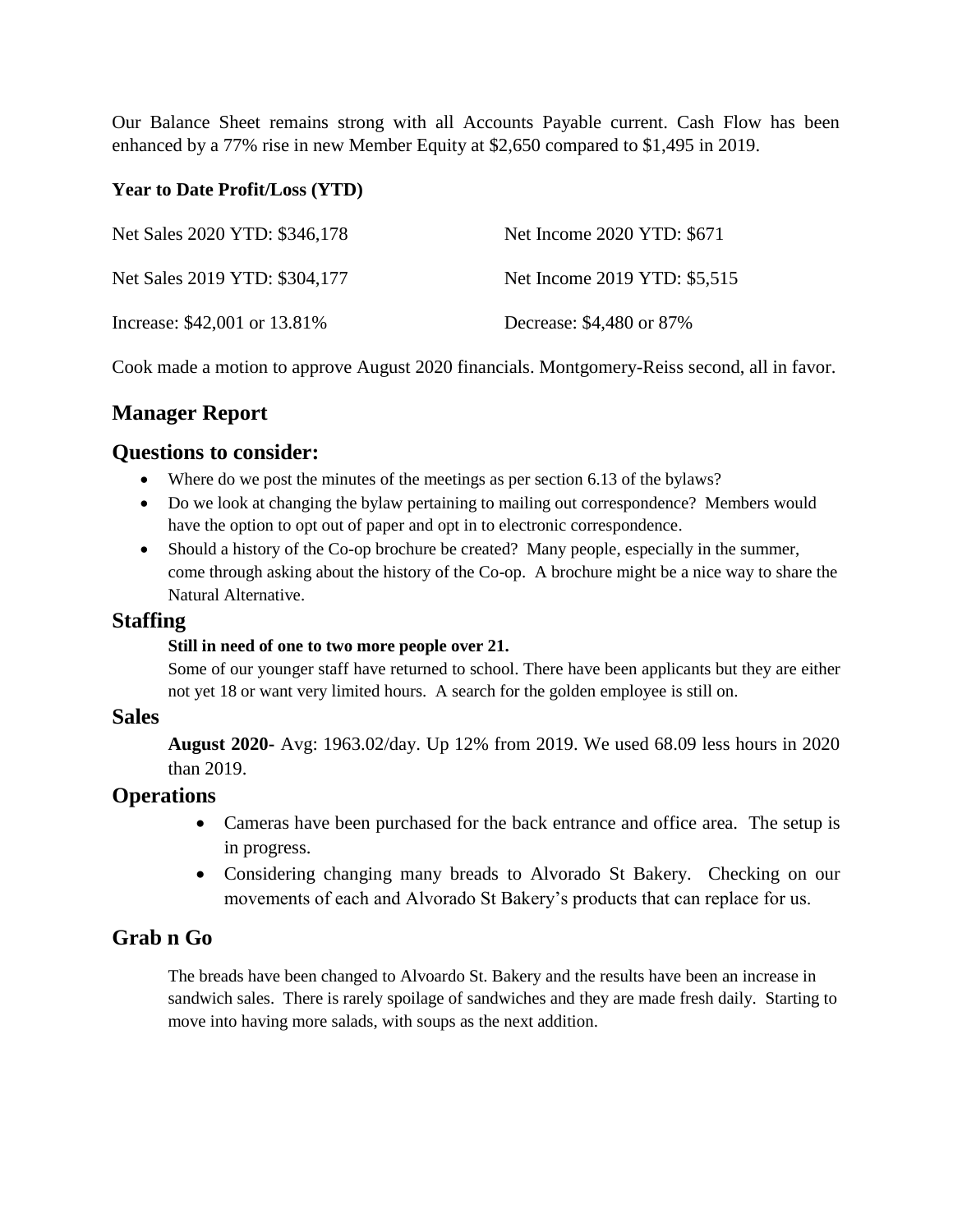Our Balance Sheet remains strong with all Accounts Payable current. Cash Flow has been enhanced by a 77% rise in new Member Equity at $2,650 compared to $1,495 in 2019.

**Year to Date Profit/Loss (YTD)**

| | |
|---|---|
| Net Sales 2020 YTD: $346,178 | Net Income 2020 YTD: $671 |
| Net Sales 2019 YTD: $304,177 | Net Income 2019 YTD: $5,515 |
| Increase: $42,001 or 13.81% | Decrease: $4,480 or 87% |

Cook made a motion to approve August 2020 financials. Montgomery-Reiss second, all in favor.

## Manager Report

## Questions to consider:

- Where do we post the minutes of the meetings as per section 6.13 of the bylaws?
- Do we look at changing the bylaw pertaining to mailing out correspondence? Members would have the option to opt out of paper and opt in to electronic correspondence.
- Should a history of the Co-op brochure be created? Many people, especially in the summer, come through asking about the history of the Co-op. A brochure might be a nice way to share the Natural Alternative.

## Staffing

**Still in need of one to two more people over 21.**

Some of our younger staff have returned to school. There have been applicants but they are either not yet 18 or want very limited hours. A search for the golden employee is still on.

## Sales

**August 2020-** Avg: 1963.02/day. Up 12% from 2019. We used 68.09 less hours in 2020 than 2019.

## Operations

- Cameras have been purchased for the back entrance and office area. The setup is in progress.
- Considering changing many breads to Alvorado St Bakery. Checking on our movements of each and Alvorado St Bakery's products that can replace for us.

## Grab n Go

The breads have been changed to Alvoardo St. Bakery and the results have been an increase in sandwich sales. There is rarely spoilage of sandwiches and they are made fresh daily. Starting to move into having more salads, with soups as the next addition.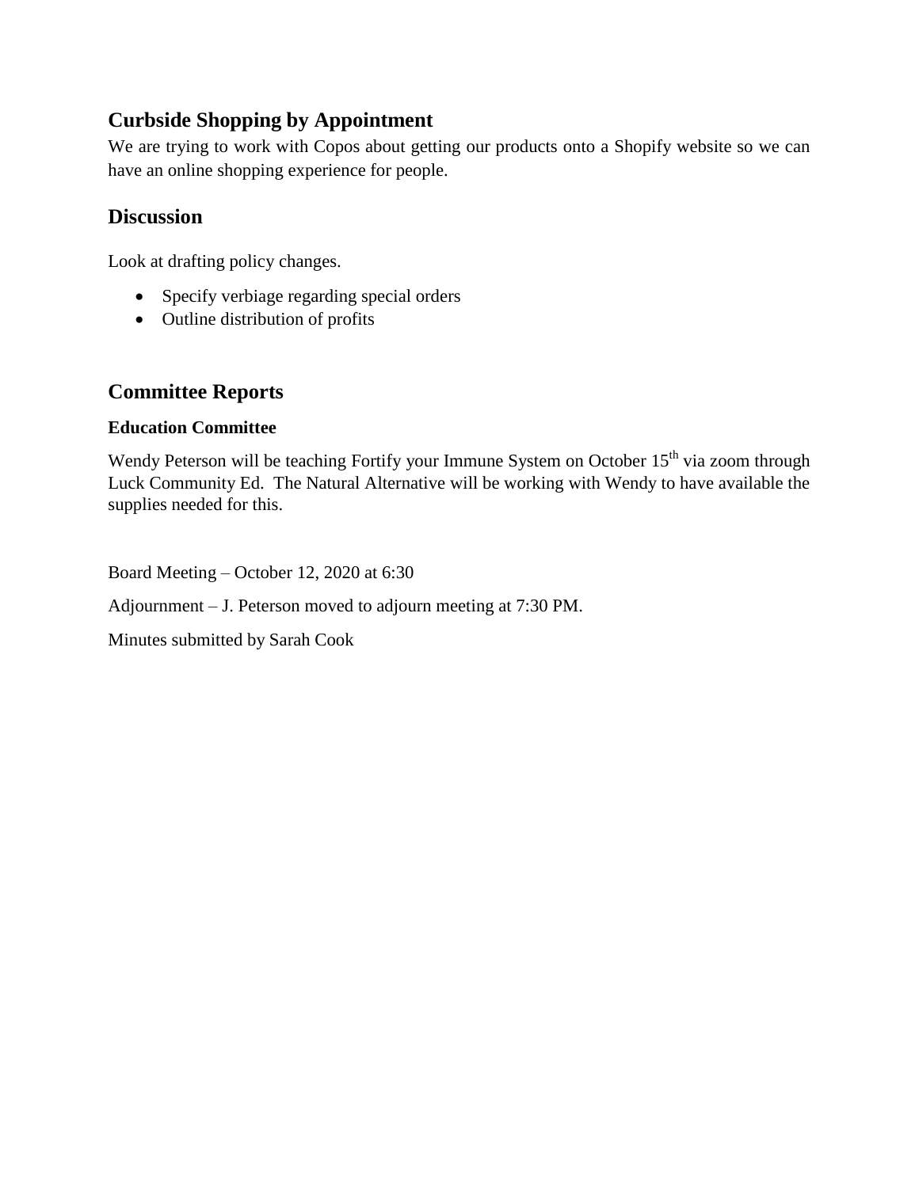## Curbside Shopping by Appointment

We are trying to work with Copos about getting our products onto a Shopify website so we can have an online shopping experience for people.

## Discussion

Look at drafting policy changes.

- Specify verbiage regarding special orders
- Outline distribution of profits

## Committee Reports

### Education Committee

Wendy Peterson will be teaching Fortify your Immune System on October 15th via zoom through Luck Community Ed. The Natural Alternative will be working with Wendy to have available the supplies needed for this.

Board Meeting – October 12, 2020 at 6:30

Adjournment – J. Peterson moved to adjourn meeting at 7:30 PM.

Minutes submitted by Sarah Cook